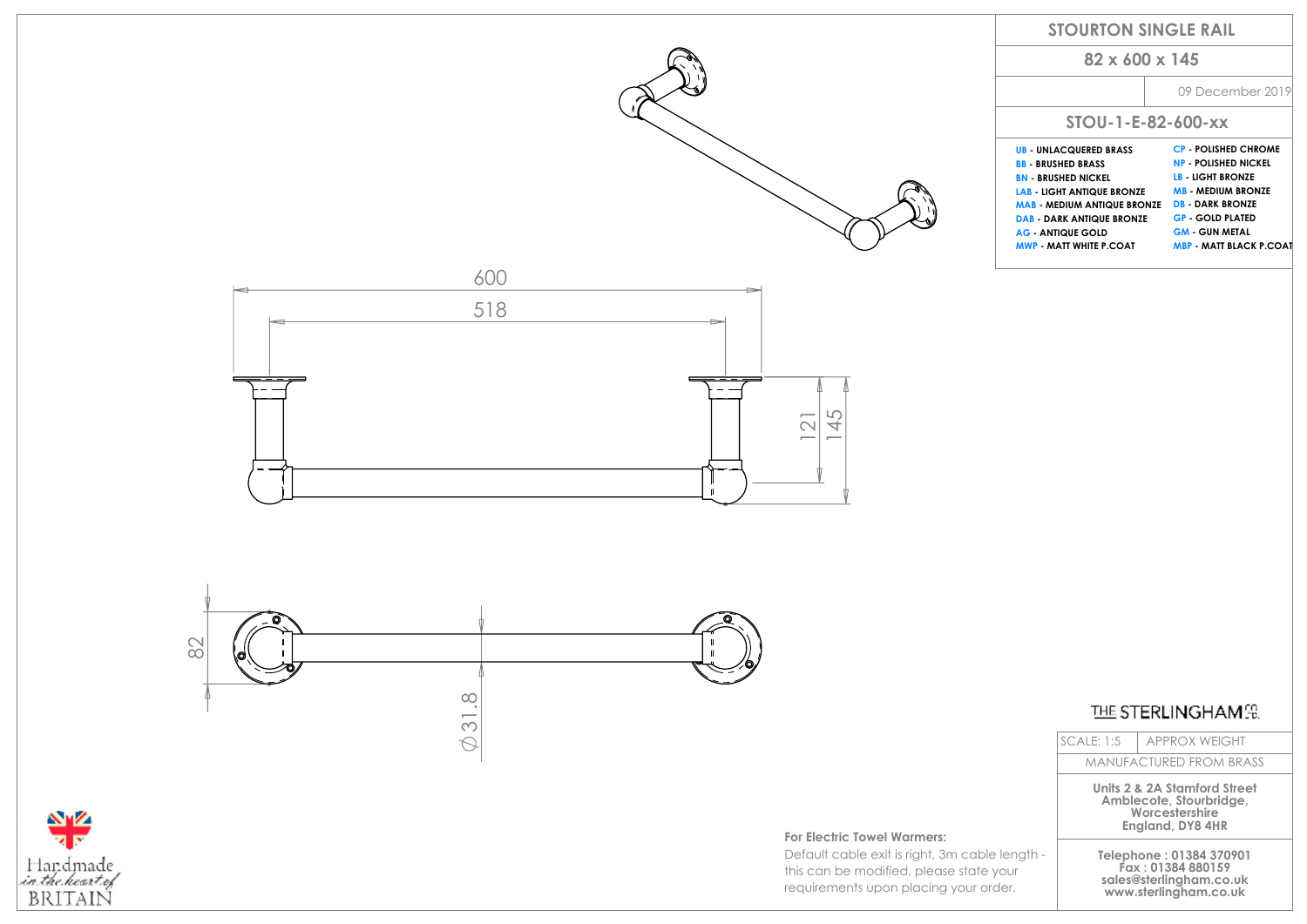# STOURTON SINGLE RAIL

## 82 x 600 x 145

09 December 2019

## STOU-1-E-82-600-xx

| | |
|---|---|
| UB - UNLACQUERED BRASS | CP - POLISHED CHROME |
| BB - BRUSHED BRASS | NP - POLISHED NICKEL |
| BN - BRUSHED NICKEL | LB - LIGHT BRONZE |
| LAB - LIGHT ANTIQUE BRONZE | MB - MEDIUM BRONZE |
| MAB - MEDIUM ANTIQUE BRONZE | DB - DARK BRONZE |
| DAB - DARK ANTIQUE BRONZE | GP - GOLD PLATED |
| AG - ANTIQUE GOLD | GM - GUN METAL |
| MWP - MATT WHITE P.COAT | MBP - MATT BLACK P.COAT |

600

518

121

145

82

Ø31.8

**For Electric Towel Warmers:**

Default cable exit is right, 3m cable length - this can be modified, please state your requirements upon placing your order.

THE STERLINGHAM CO.

| SCALE: 1:5 | APPROX WEIGHT |
|---|---|
| MANUFACTURED FROM BRASS | |

**Units 2 & 2A Stamford Street**
**Amblecote, Stourbridge,**
**Worcestershire**
**England, DY8 4HR**

**Telephone : 01384 370901**
**Fax : 01384 880159**
**sales@sterlingham.co.uk**
**www.sterlingham.co.uk**

Handmade *in the heart of* BRITAIN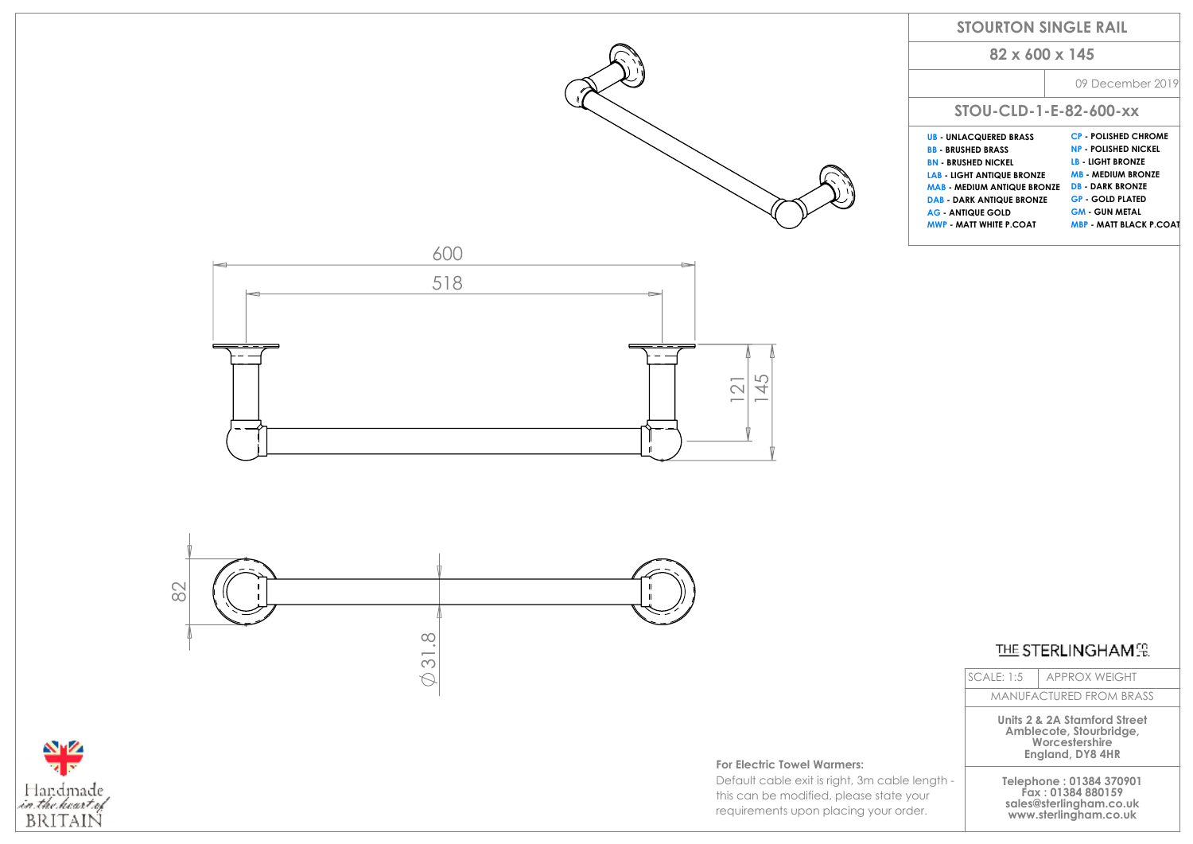# STOURTON SINGLE RAIL

## 82 x 600 x 145

09 December 2019

## STOU-CLD-1-E-82-600-xx

| | |
|---|---|
| **UB** - UNLACQUERED BRASS | **CP** - POLISHED CHROME |
| **BB** - BRUSHED BRASS | **NP** - POLISHED NICKEL |
| **BN** - BRUSHED NICKEL | **LB** - LIGHT BRONZE |
| **LAB** - LIGHT ANTIQUE BRONZE | **MB** - MEDIUM BRONZE |
| **MAB** - MEDIUM ANTIQUE BRONZE | **DB** - DARK BRONZE |
| **DAB** - DARK ANTIQUE BRONZE | **GP** - GOLD PLATED |
| **AG** - ANTIQUE GOLD | **GM** - GUN METAL |
| **MWP** - MATT WHITE P.COAT | **MBP** - MATT BLACK P.COAT |

600

518

121

145

82

Ø31.8

**For Electric Towel Warmers:**

Default cable exit is right, 3m cable length - this can be modified, please state your requirements upon placing your order.

THE STERLINGHAM CO.

| SCALE: 1:5 | APPROX WEIGHT |
|---|---|
| MANUFACTURED FROM BRASS | |

**Units 2 & 2A Stamford Street**
**Amblecote, Stourbridge,**
**Worcestershire**
**England, DY8 4HR**

**Telephone : 01384 370901**
**Fax : 01384 880159**
**sales@sterlingham.co.uk**
**www.sterlingham.co.uk**

Handmade in the heart of BRITAIN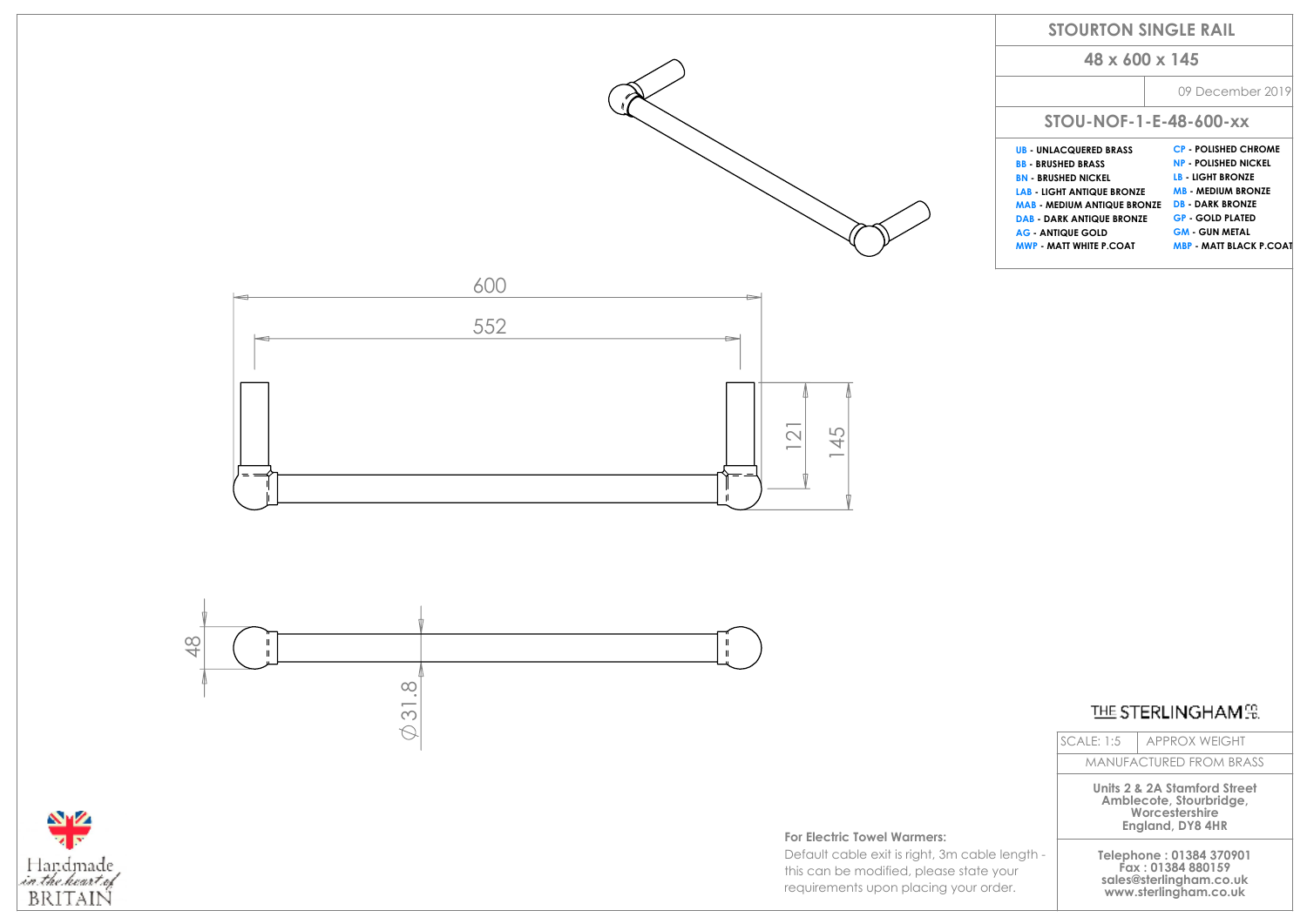# STOURTON SINGLE RAIL

## 48 x 600 x 145

09 December 2019

## STOU-NOF-1-E-48-600-xx

| | |
|---|---|
| **UB** - UNLACQUERED BRASS | **CP** - POLISHED CHROME |
| **BB** - BRUSHED BRASS | **NP** - POLISHED NICKEL |
| **BN** - BRUSHED NICKEL | **LB** - LIGHT BRONZE |
| **LAB** - LIGHT ANTIQUE BRONZE | **MB** - MEDIUM BRONZE |
| **MAB** - MEDIUM ANTIQUE BRONZE | **DB** - DARK BRONZE |
| **DAB** - DARK ANTIQUE BRONZE | **GP** - GOLD PLATED |
| **AG** - ANTIQUE GOLD | **GM** - GUN METAL |
| **MWP** - MATT WHITE P.COAT | **MBP** - MATT BLACK P.COAT |

600

552

121

145

48

Ø31.8

**For Electric Towel Warmers:**

Default cable exit is right, 3m cable length - this can be modified, please state your requirements upon placing your order.

THE STERLINGHAM CO.

| | |
|---|---|
| SCALE: 1:5 | APPROX WEIGHT |

MANUFACTURED FROM BRASS

**Units 2 & 2A Stamford Street**
**Amblecote, Stourbridge,**
**Worcestershire**
**England, DY8 4HR**

**Telephone : 01384 370901**
**Fax : 01384 880159**
**sales@sterlingham.co.uk**
**www.sterlingham.co.uk**

Handmade *in the heart of* BRITAIN